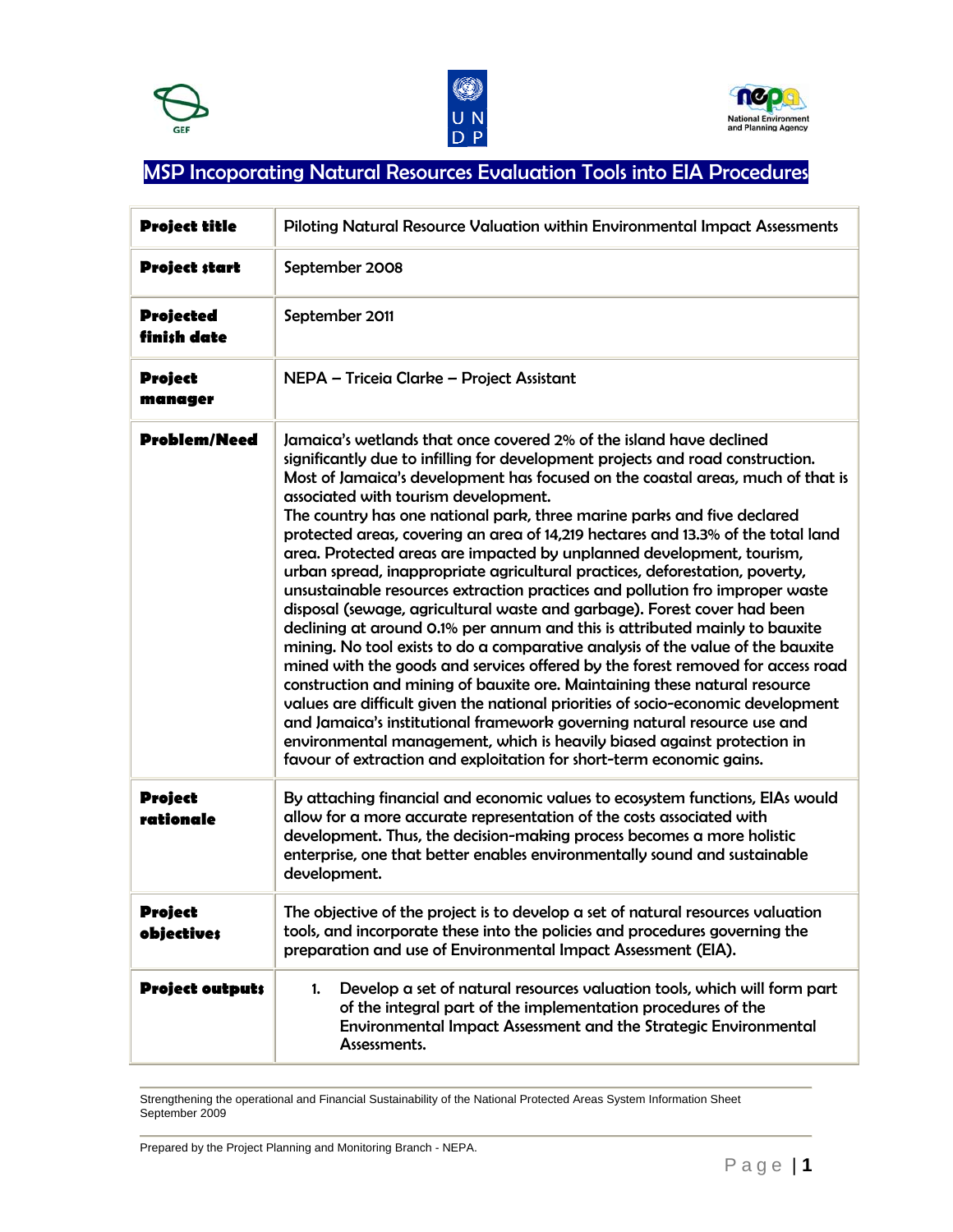# MSP Incoporating Natural Resources Evaluation Tools into EIA Procedures

| | |
|---|---|
| **Project title** | Piloting Natural Resource Valuation within Environmental Impact Assessments |
| **Project start** | September 2008 |
| **Projected finish date** | September 2011 |
| **Project manager** | NEPA – Triceia Clarke – Project Assistant |
| **Problem/Need** | Jamaica's wetlands that once covered 2% of the island have declined significantly due to infilling for development projects and road construction. Most of Jamaica's development has focused on the coastal areas, much of that is associated with tourism development.<br>The country has one national park, three marine parks and five declared protected areas, covering an area of 14,219 hectares and 13.3% of the total land area. Protected areas are impacted by unplanned development, tourism, urban spread, inappropriate agricultural practices, deforestation, poverty, unsustainable resources extraction practices and pollution fro improper waste disposal (sewage, agricultural waste and garbage). Forest cover had been declining at around 0.1% per annum and this is attributed mainly to bauxite mining. No tool exists to do a comparative analysis of the value of the bauxite mined with the goods and services offered by the forest removed for access road construction and mining of bauxite ore. Maintaining these natural resource values are difficult given the national priorities of socio-economic development and Jamaica's institutional framework governing natural resource use and environmental management, which is heavily biased against protection in favour of extraction and exploitation for short-term economic gains. |
| **Project rationale** | By attaching financial and economic values to ecosystem functions, EIAs would allow for a more accurate representation of the costs associated with development. Thus, the decision-making process becomes a more holistic enterprise, one that better enables environmentally sound and sustainable development. |
| **Project objectives** | The objective of the project is to develop a set of natural resources valuation tools, and incorporate these into the policies and procedures governing the preparation and use of Environmental Impact Assessment (EIA). |
| **Project outputs** | 1. Develop a set of natural resources valuation tools, which will form part of the integral part of the implementation procedures of the Environmental Impact Assessment and the Strategic Environmental Assessments. |

Strengthening the operational and Financial Sustainability of the National Protected Areas System Information Sheet
September 2009

Prepared by the Project Planning and Monitoring Branch - NEPA.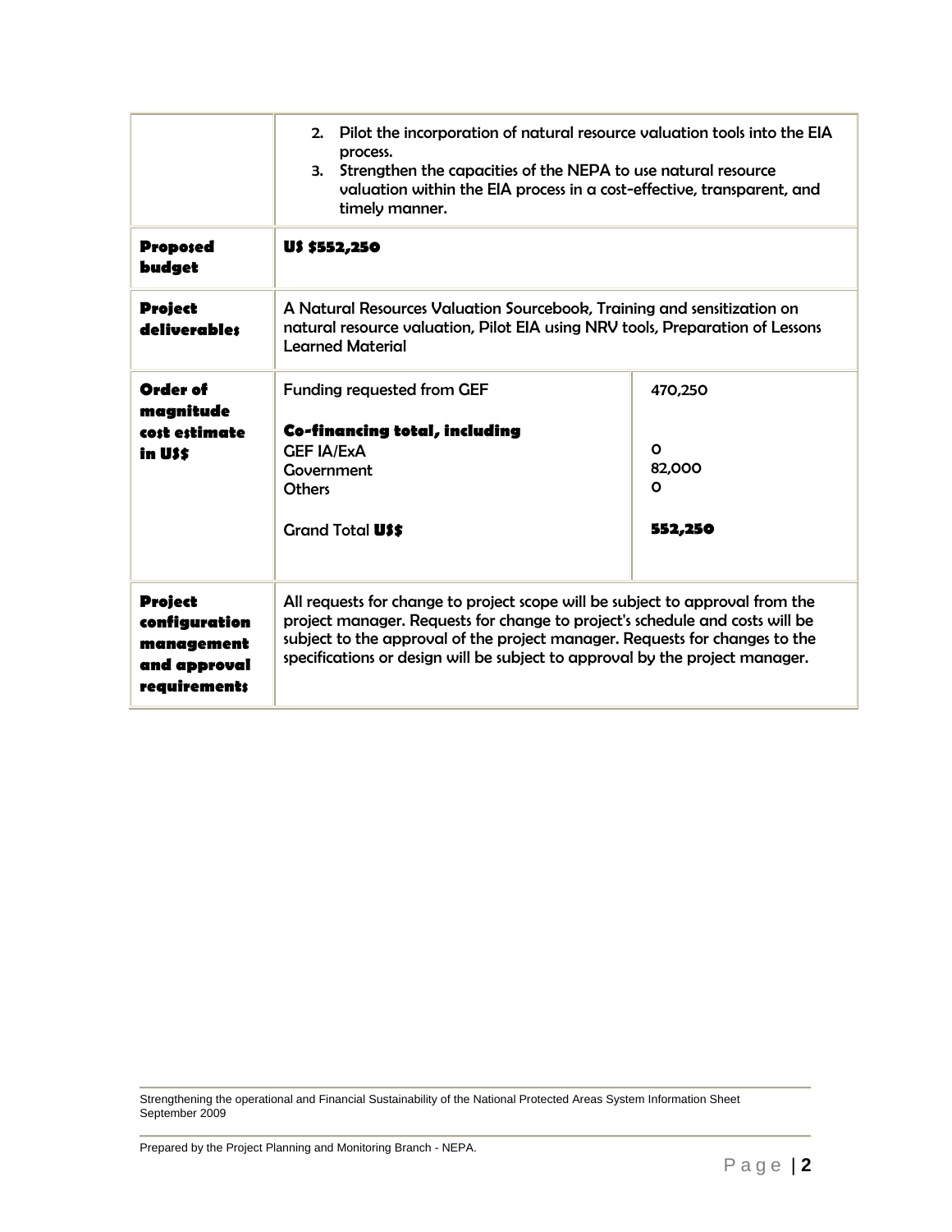| | | |
|---|---|---|
| | 2. Pilot the incorporation of natural resource valuation tools into the EIA process.<br>3. Strengthen the capacities of the NEPA to use natural resource valuation within the EIA process in a cost-effective, transparent, and timely manner. | |
| **Proposed budget** | **U$ $552,250** | |
| **Project deliverables** | A Natural Resources Valuation Sourcebook, Training and sensitization on natural resource valuation, Pilot EIA using NRV tools, Preparation of Lessons Learned Material | |
| **Order of magnitude cost estimate in U$$** | Funding requested from GEF<br><br>**Co-financing total, including**<br>GEF IA/ExA<br>Government<br>Others<br><br>Grand Total **U$$** | 470,250<br><br><br>0<br>82,000<br>0<br><br>**552,250** |
| **Project configuration management and approval requirements** | All requests for change to project scope will be subject to approval from the project manager. Requests for change to project's schedule and costs will be subject to the approval of the project manager. Requests for changes to the specifications or design will be subject to approval by the project manager. | |

Strengthening the operational and Financial Sustainability of the National Protected Areas System Information Sheet
September 2009

Prepared by the Project Planning and Monitoring Branch - NEPA.